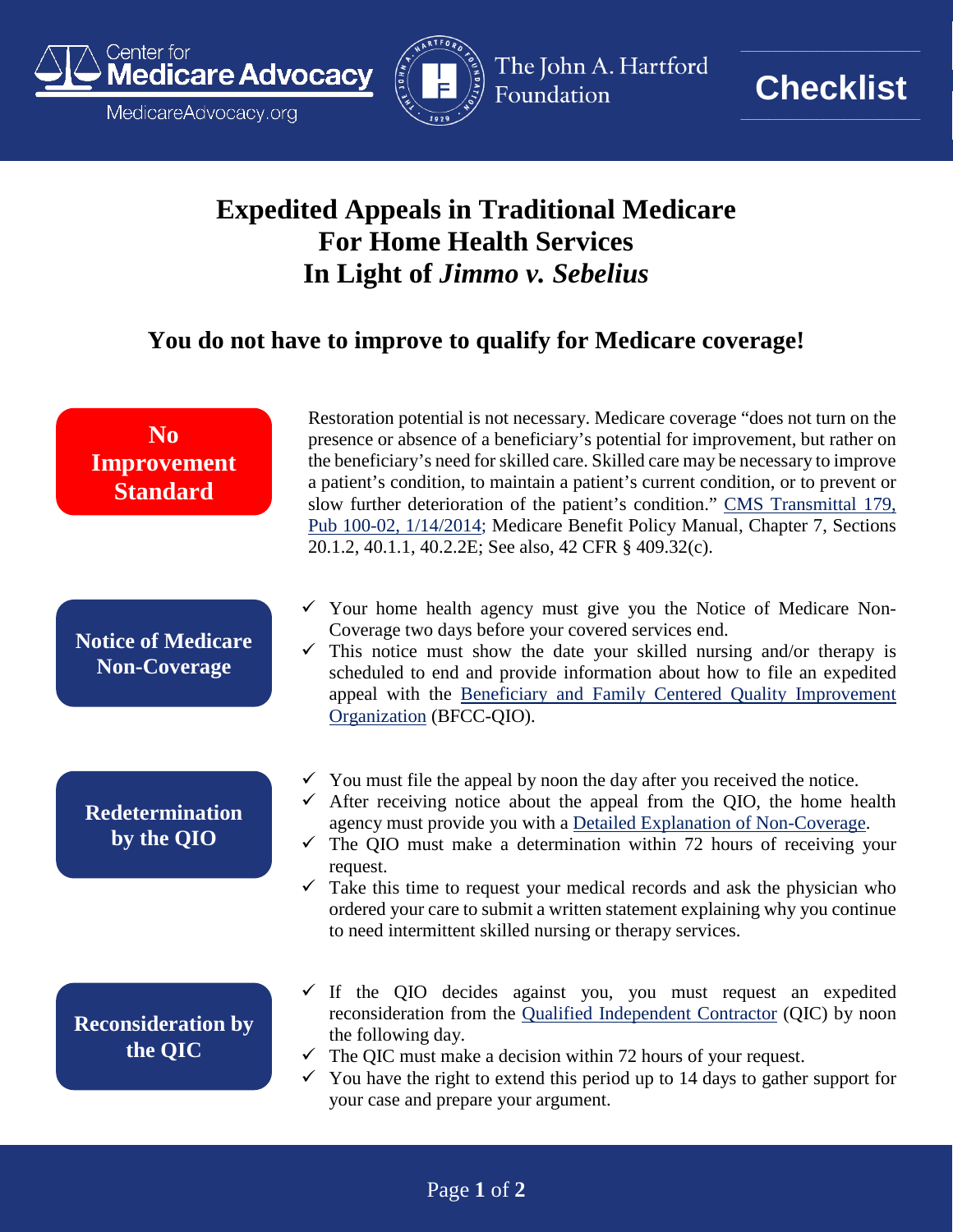Center for Medicare Advocacy
MedicareAdvocacy.org

The John A. Hartford Foundation

**Checklist**

# Expedited Appeals in Traditional Medicare For Home Health Services In Light of *Jimmo v. Sebelius*

## You do not have to improve to qualify for Medicare coverage!

### No Improvement Standard

Restoration potential is not necessary. Medicare coverage "does not turn on the presence or absence of a beneficiary's potential for improvement, but rather on the beneficiary's need for skilled care. Skilled care may be necessary to improve a patient's condition, to maintain a patient's current condition, or to prevent or slow further deterioration of the patient's condition." CMS Transmittal 179, Pub 100-02, 1/14/2014; Medicare Benefit Policy Manual, Chapter 7, Sections 20.1.2, 40.1.1, 40.2.2E; See also, 42 CFR § 409.32(c).

### Notice of Medicare Non-Coverage

- ✓ Your home health agency must give you the Notice of Medicare Non-Coverage two days before your covered services end.
- ✓ This notice must show the date your skilled nursing and/or therapy is scheduled to end and provide information about how to file an expedited appeal with the Beneficiary and Family Centered Quality Improvement Organization (BFCC-QIO).

### Redetermination by the QIO

- ✓ You must file the appeal by noon the day after you received the notice.
- ✓ After receiving notice about the appeal from the QIO, the home health agency must provide you with a Detailed Explanation of Non-Coverage.
- ✓ The QIO must make a determination within 72 hours of receiving your request.
- ✓ Take this time to request your medical records and ask the physician who ordered your care to submit a written statement explaining why you continue to need intermittent skilled nursing or therapy services.

### Reconsideration by the QIC

- ✓ If the QIO decides against you, you must request an expedited reconsideration from the Qualified Independent Contractor (QIC) by noon the following day.
- ✓ The QIC must make a decision within 72 hours of your request.
- ✓ You have the right to extend this period up to 14 days to gather support for your case and prepare your argument.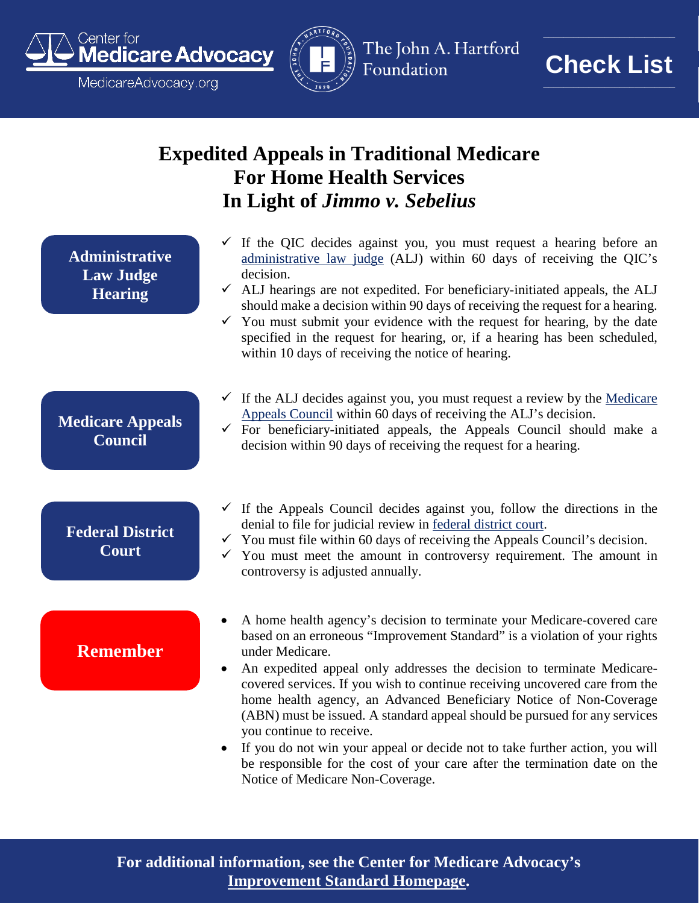Center for Medicare Advocacy — MedicareAdvocacy.org | The John A. Hartford Foundation | **Check List**

# Expedited Appeals in Traditional Medicare For Home Health Services In Light of *Jimmo v. Sebelius*

## Administrative Law Judge Hearing

- ✓ If the QIC decides against you, you must request a hearing before an administrative law judge (ALJ) within 60 days of receiving the QIC's decision.
- ✓ ALJ hearings are not expedited. For beneficiary-initiated appeals, the ALJ should make a decision within 90 days of receiving the request for a hearing.
- ✓ You must submit your evidence with the request for hearing, by the date specified in the request for hearing, or, if a hearing has been scheduled, within 10 days of receiving the notice of hearing.

## Medicare Appeals Council

- ✓ If the ALJ decides against you, you must request a review by the Medicare Appeals Council within 60 days of receiving the ALJ's decision.
- ✓ For beneficiary-initiated appeals, the Appeals Council should make a decision within 90 days of receiving the request for a hearing.

## Federal District Court

- ✓ If the Appeals Council decides against you, follow the directions in the denial to file for judicial review in federal district court.
- ✓ You must file within 60 days of receiving the Appeals Council's decision.
- ✓ You must meet the amount in controversy requirement. The amount in controversy is adjusted annually.

## Remember

- A home health agency's decision to terminate your Medicare-covered care based on an erroneous "Improvement Standard" is a violation of your rights under Medicare.
- An expedited appeal only addresses the decision to terminate Medicare-covered services. If you wish to continue receiving uncovered care from the home health agency, an Advanced Beneficiary Notice of Non-Coverage (ABN) must be issued. A standard appeal should be pursued for any services you continue to receive.
- If you do not win your appeal or decide not to take further action, you will be responsible for the cost of your care after the termination date on the Notice of Medicare Non-Coverage.

**For additional information, see the Center for Medicare Advocacy's Improvement Standard Homepage.**